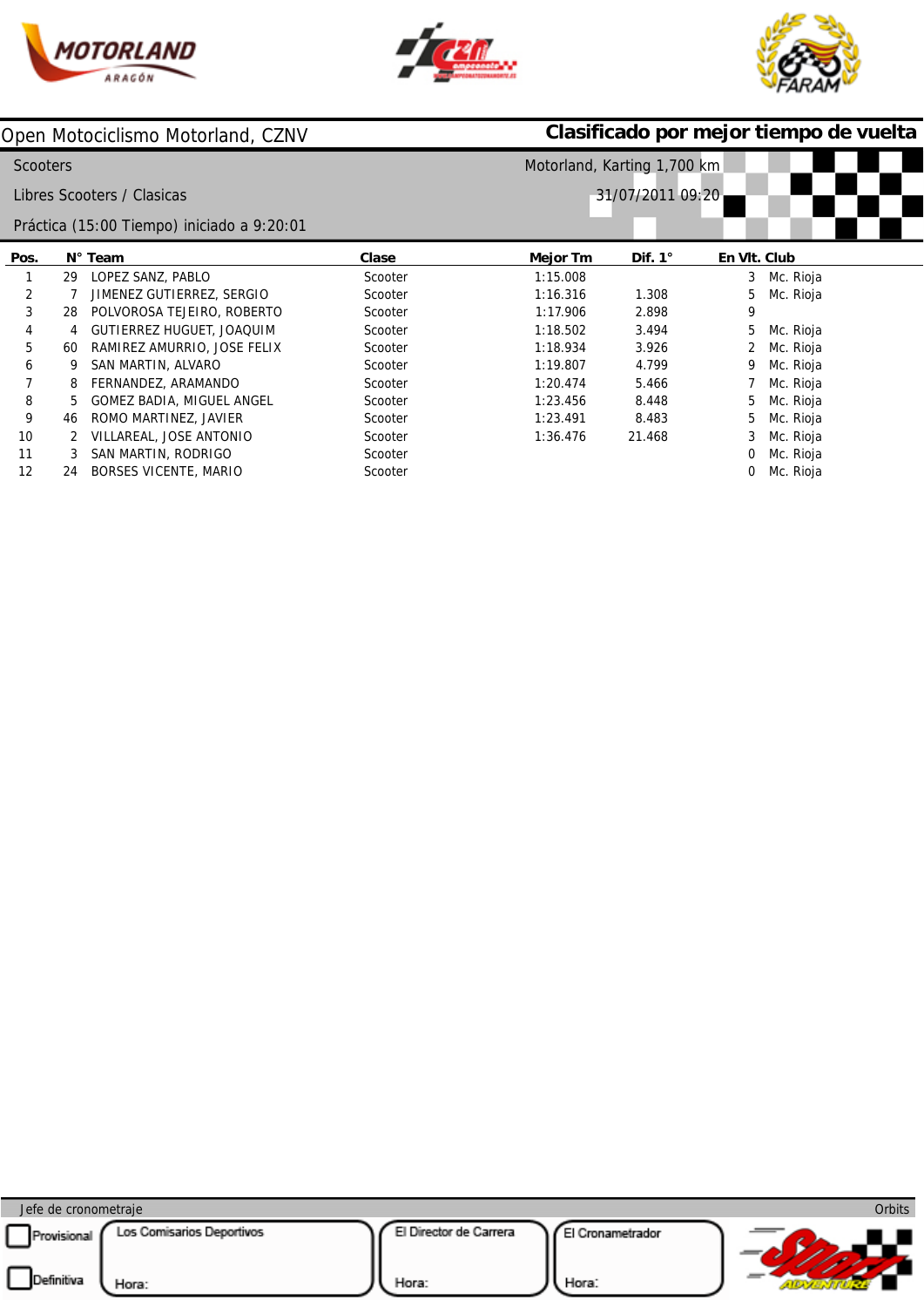Open Motociclismo Motorland, CZNV

**Clasificado por mejor tiempo de vuelta**

Scooters — Motorland, Karting 1,700 km

Libres Scooters / Clasicas — 31/07/2011 09:20

Práctica (15:00 Tiempo) iniciado a 9:20:01

| Pos. | N° | Team | Clase | Mejor Tm | Dif. 1° | En Vlt. | Club |
|---|---|---|---|---|---|---|---|
| 1 | 29 | LOPEZ SANZ, PABLO | Scooter | 1:15.008 | | 3 | Mc. Rioja |
| 2 | 7 | JIMENEZ GUTIERREZ, SERGIO | Scooter | 1:16.316 | 1.308 | 5 | Mc. Rioja |
| 3 | 28 | POLVOROSA TEJEIRO, ROBERTO | Scooter | 1:17.906 | 2.898 | 9 | |
| 4 | 4 | GUTIERREZ HUGUET, JOAQUIM | Scooter | 1:18.502 | 3.494 | 5 | Mc. Rioja |
| 5 | 60 | RAMIREZ AMURRIO, JOSE FELIX | Scooter | 1:18.934 | 3.926 | 2 | Mc. Rioja |
| 6 | 9 | SAN MARTIN, ALVARO | Scooter | 1:19.807 | 4.799 | 9 | Mc. Rioja |
| 7 | 8 | FERNANDEZ, ARAMANDO | Scooter | 1:20.474 | 5.466 | 7 | Mc. Rioja |
| 8 | 5 | GOMEZ BADIA, MIGUEL ANGEL | Scooter | 1:23.456 | 8.448 | 5 | Mc. Rioja |
| 9 | 46 | ROMO MARTINEZ, JAVIER | Scooter | 1:23.491 | 8.483 | 5 | Mc. Rioja |
| 10 | 2 | VILLAREAL, JOSE ANTONIO | Scooter | 1:36.476 | 21.468 | 3 | Mc. Rioja |
| 11 | 3 | SAN MARTIN, RODRIGO | Scooter | | | 0 | Mc. Rioja |
| 12 | 24 | BORSES VICENTE, MARIO | Scooter | | | 0 | Mc. Rioja |

Jefe de cronometraje — Orbits

| ☐ Provisional / ☐ Definitiva | Los Comisarios Deportivos | El Director de Carrera | El Cronometrador |
|---|---|---|---|
| | Hora: | Hora: | Hora: |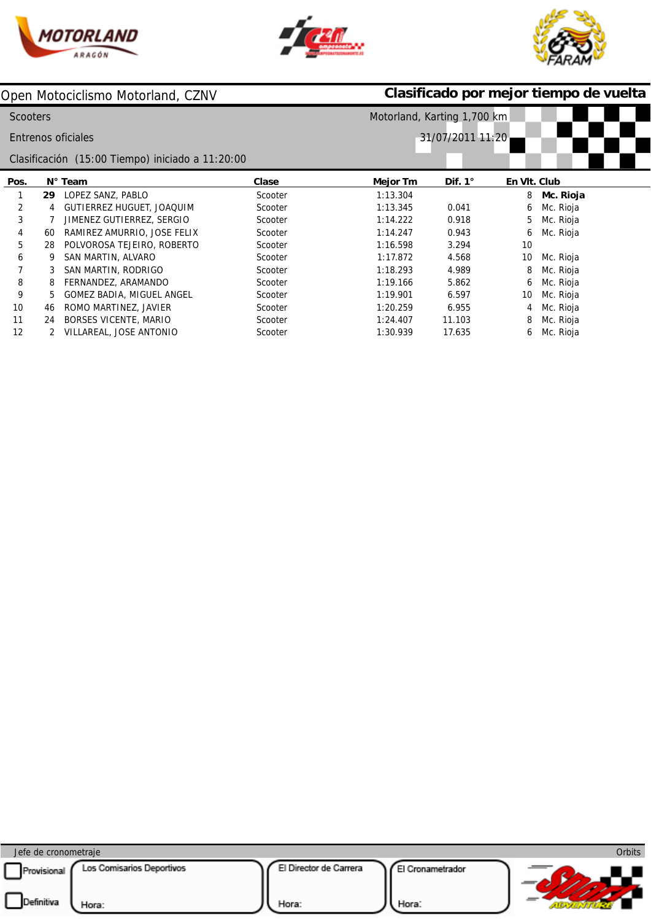Open Motociclismo Motorland, CZNV

**Clasificado por mejor tiempo de vuelta**

Scooters — Motorland, Karting 1,700 km

Entrenos oficiales — 31/07/2011 11:20

Clasificación (15:00 Tiempo) iniciado a 11:20:00

| Pos. | N° | Team | Clase | Mejor Tm | Dif. 1° | En Vlt. | Club |
|---|---|---|---|---|---|---|---|
| 1 | **29** | LOPEZ SANZ, PABLO | Scooter | 1:13.304 | | 8 | **Mc. Rioja** |
| 2 | 4 | GUTIERREZ HUGUET, JOAQUIM | Scooter | 1:13.345 | 0.041 | 6 | Mc. Rioja |
| 3 | 7 | JIMENEZ GUTIERREZ, SERGIO | Scooter | 1:14.222 | 0.918 | 5 | Mc. Rioja |
| 4 | 60 | RAMIREZ AMURRIO, JOSE FELIX | Scooter | 1:14.247 | 0.943 | 6 | Mc. Rioja |
| 5 | 28 | POLVOROSA TEJEIRO, ROBERTO | Scooter | 1:16.598 | 3.294 | 10 | |
| 6 | 9 | SAN MARTIN, ALVARO | Scooter | 1:17.872 | 4.568 | 10 | Mc. Rioja |
| 7 | 3 | SAN MARTIN, RODRIGO | Scooter | 1:18.293 | 4.989 | 8 | Mc. Rioja |
| 8 | 8 | FERNANDEZ, ARAMANDO | Scooter | 1:19.166 | 5.862 | 6 | Mc. Rioja |
| 9 | 5 | GOMEZ BADIA, MIGUEL ANGEL | Scooter | 1:19.901 | 6.597 | 10 | Mc. Rioja |
| 10 | 46 | ROMO MARTINEZ, JAVIER | Scooter | 1:20.259 | 6.955 | 4 | Mc. Rioja |
| 11 | 24 | BORSES VICENTE, MARIO | Scooter | 1:24.407 | 11.103 | 8 | Mc. Rioja |
| 12 | 2 | VILLAREAL, JOSE ANTONIO | Scooter | 1:30.939 | 17.635 | 6 | Mc. Rioja |

Jefe de cronometraje — Orbits

☐ Provisional
☐ Definitiva

Los Comisarios Deportivos — Hora:

El Director de Carrera — Hora:

El Cronometrador — Hora: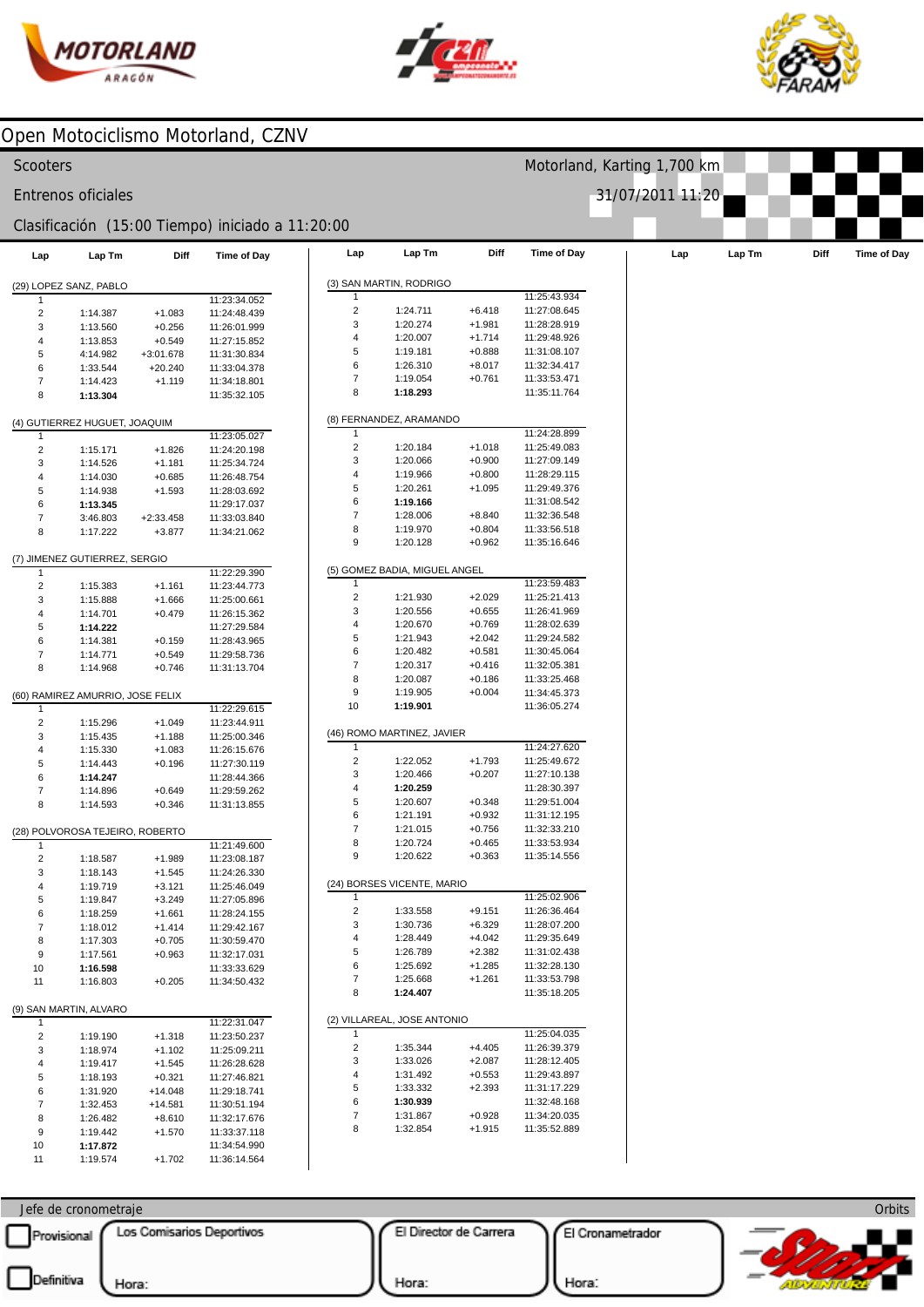# Open Motociclismo Motorland, CZNV

Scooters — Motorland, Karting 1,700 km

Entrenos oficiales — 31/07/2011 11:20

Clasificación (15:00 Tiempo) iniciado a 11:20:00

## (29) LOPEZ SANZ, PABLO

| Lap | Lap Tm | Diff | Time of Day |
|---|---|---|---|
| 1 | | | 11:23:34.052 |
| 2 | 1:14.387 | +1.083 | 11:24:48.439 |
| 3 | 1:13.560 | +0.256 | 11:26:01.999 |
| 4 | 1:13.853 | +0.549 | 11:27:15.852 |
| 5 | 4:14.982 | +3:01.678 | 11:31:30.834 |
| 6 | 1:33.544 | +20.240 | 11:33:04.378 |
| 7 | 1:14.423 | +1.119 | 11:34:18.801 |
| 8 | **1:13.304** | | 11:35:32.105 |

## (4) GUTIERREZ HUGUET, JOAQUIM

| Lap | Lap Tm | Diff | Time of Day |
|---|---|---|---|
| 1 | | | 11:23:05.027 |
| 2 | 1:15.171 | +1.826 | 11:24:20.198 |
| 3 | 1:14.526 | +1.181 | 11:25:34.724 |
| 4 | 1:14.030 | +0.685 | 11:26:48.754 |
| 5 | 1:14.938 | +1.593 | 11:28:03.692 |
| 6 | **1:13.345** | | 11:29:17.037 |
| 7 | 3:46.803 | +2:33.458 | 11:33:03.840 |
| 8 | 1:17.222 | +3.877 | 11:34:21.062 |

## (7) JIMENEZ GUTIERREZ, SERGIO

| Lap | Lap Tm | Diff | Time of Day |
|---|---|---|---|
| 1 | | | 11:22:29.390 |
| 2 | 1:15.383 | +1.161 | 11:23:44.773 |
| 3 | 1:15.888 | +1.666 | 11:25:00.661 |
| 4 | 1:14.701 | +0.479 | 11:26:15.362 |
| 5 | **1:14.222** | | 11:27:29.584 |
| 6 | 1:14.381 | +0.159 | 11:28:43.965 |
| 7 | 1:14.771 | +0.549 | 11:29:58.736 |
| 8 | 1:14.968 | +0.746 | 11:31:13.704 |

## (60) RAMIREZ AMURRIO, JOSE FELIX

| Lap | Lap Tm | Diff | Time of Day |
|---|---|---|---|
| 1 | | | 11:22:29.615 |
| 2 | 1:15.296 | +1.049 | 11:23:44.911 |
| 3 | 1:15.435 | +1.188 | 11:25:00.346 |
| 4 | 1:15.330 | +1.083 | 11:26:15.676 |
| 5 | 1:14.443 | +0.196 | 11:27:30.119 |
| 6 | **1:14.247** | | 11:28:44.366 |
| 7 | 1:14.896 | +0.649 | 11:29:59.262 |
| 8 | 1:14.593 | +0.346 | 11:31:13.855 |

## (28) POLVOROSA TEJEIRO, ROBERTO

| Lap | Lap Tm | Diff | Time of Day |
|---|---|---|---|
| 1 | | | 11:21:49.600 |
| 2 | 1:18.587 | +1.989 | 11:23:08.187 |
| 3 | 1:18.143 | +1.545 | 11:24:26.330 |
| 4 | 1:19.719 | +3.121 | 11:25:46.049 |
| 5 | 1:19.847 | +3.249 | 11:27:05.896 |
| 6 | 1:18.259 | +1.661 | 11:28:24.155 |
| 7 | 1:18.012 | +1.414 | 11:29:42.167 |
| 8 | 1:17.303 | +0.705 | 11:30:59.470 |
| 9 | 1:17.561 | +0.963 | 11:32:17.031 |
| 10 | **1:16.598** | | 11:33:33.629 |
| 11 | 1:16.803 | +0.205 | 11:34:50.432 |

## (9) SAN MARTIN, ALVARO

| Lap | Lap Tm | Diff | Time of Day |
|---|---|---|---|
| 1 | | | 11:22:31.047 |
| 2 | 1:19.190 | +1.318 | 11:23:50.237 |
| 3 | 1:18.974 | +1.102 | 11:25:09.211 |
| 4 | 1:19.417 | +1.545 | 11:26:28.628 |
| 5 | 1:18.193 | +0.321 | 11:27:46.821 |
| 6 | 1:31.920 | +14.048 | 11:29:18.741 |
| 7 | 1:32.453 | +14.581 | 11:30:51.194 |
| 8 | 1:26.482 | +8.610 | 11:32:17.676 |
| 9 | 1:19.442 | +1.570 | 11:33:37.118 |
| 10 | **1:17.872** | | 11:34:54.990 |
| 11 | 1:19.574 | +1.702 | 11:36:14.564 |

## (3) SAN MARTIN, RODRIGO

| Lap | Lap Tm | Diff | Time of Day |
|---|---|---|---|
| 1 | | | 11:25:43.934 |
| 2 | 1:24.711 | +6.418 | 11:27:08.645 |
| 3 | 1:20.274 | +1.981 | 11:28:28.919 |
| 4 | 1:20.007 | +1.714 | 11:29:48.926 |
| 5 | 1:19.181 | +0.888 | 11:31:08.107 |
| 6 | 1:26.310 | +8.017 | 11:32:34.417 |
| 7 | 1:19.054 | +0.761 | 11:33:53.471 |
| 8 | **1:18.293** | | 11:35:11.764 |

## (8) FERNANDEZ, ARAMANDO

| Lap | Lap Tm | Diff | Time of Day |
|---|---|---|---|
| 1 | | | 11:24:28.899 |
| 2 | 1:20.184 | +1.018 | 11:25:49.083 |
| 3 | 1:20.066 | +0.900 | 11:27:09.149 |
| 4 | 1:19.966 | +0.800 | 11:28:29.115 |
| 5 | 1:20.261 | +1.095 | 11:29:49.376 |
| 6 | **1:19.166** | | 11:31:08.542 |
| 7 | 1:28.006 | +8.840 | 11:32:36.548 |
| 8 | 1:19.970 | +0.804 | 11:33:56.518 |
| 9 | 1:20.128 | +0.962 | 11:35:16.646 |

## (5) GOMEZ BADIA, MIGUEL ANGEL

| Lap | Lap Tm | Diff | Time of Day |
|---|---|---|---|
| 1 | | | 11:23:59.483 |
| 2 | 1:21.930 | +2.029 | 11:25:21.413 |
| 3 | 1:20.556 | +0.655 | 11:26:41.969 |
| 4 | 1:20.670 | +0.769 | 11:28:02.639 |
| 5 | 1:21.943 | +2.042 | 11:29:24.582 |
| 6 | 1:20.482 | +0.581 | 11:30:45.064 |
| 7 | 1:20.317 | +0.416 | 11:32:05.381 |
| 8 | 1:20.087 | +0.186 | 11:33:25.468 |
| 9 | 1:19.905 | +0.004 | 11:34:45.373 |
| 10 | **1:19.901** | | 11:36:05.274 |

## (46) ROMO MARTINEZ, JAVIER

| Lap | Lap Tm | Diff | Time of Day |
|---|---|---|---|
| 1 | | | 11:24:27.620 |
| 2 | 1:22.052 | +1.793 | 11:25:49.672 |
| 3 | 1:20.466 | +0.207 | 11:27:10.138 |
| 4 | **1:20.259** | | 11:28:30.397 |
| 5 | 1:20.607 | +0.348 | 11:29:51.004 |
| 6 | 1:21.191 | +0.932 | 11:31:12.195 |
| 7 | 1:21.015 | +0.756 | 11:32:33.210 |
| 8 | 1:20.724 | +0.465 | 11:33:53.934 |
| 9 | 1:20.622 | +0.363 | 11:35:14.556 |

## (24) BORSES VICENTE, MARIO

| Lap | Lap Tm | Diff | Time of Day |
|---|---|---|---|
| 1 | | | 11:25:02.906 |
| 2 | 1:33.558 | +9.151 | 11:26:36.464 |
| 3 | 1:30.736 | +6.329 | 11:28:07.200 |
| 4 | 1:28.449 | +4.042 | 11:29:35.649 |
| 5 | 1:26.789 | +2.382 | 11:31:02.438 |
| 6 | 1:25.692 | +1.285 | 11:32:28.130 |
| 7 | 1:25.668 | +1.261 | 11:33:53.798 |
| 8 | **1:24.407** | | 11:35:18.205 |

## (2) VILLAREAL, JOSE ANTONIO

| Lap | Lap Tm | Diff | Time of Day |
|---|---|---|---|
| 1 | | | 11:25:04.035 |
| 2 | 1:35.344 | +4.405 | 11:26:39.379 |
| 3 | 1:33.026 | +2.087 | 11:28:12.405 |
| 4 | 1:31.492 | +0.553 | 11:29:43.897 |
| 5 | 1:33.332 | +2.393 | 11:31:17.229 |
| 6 | **1:30.939** | | 11:32:48.168 |
| 7 | 1:31.867 | +0.928 | 11:34:20.035 |
| 8 | 1:32.854 | +1.915 | 11:35:52.889 |

Jefe de cronometraje — Orbits

☐ Provisional ☐ Definitiva

Los Comisarios Deportivos — Hora:

El Director de Carrera — Hora:

El Cronometrador — Hora: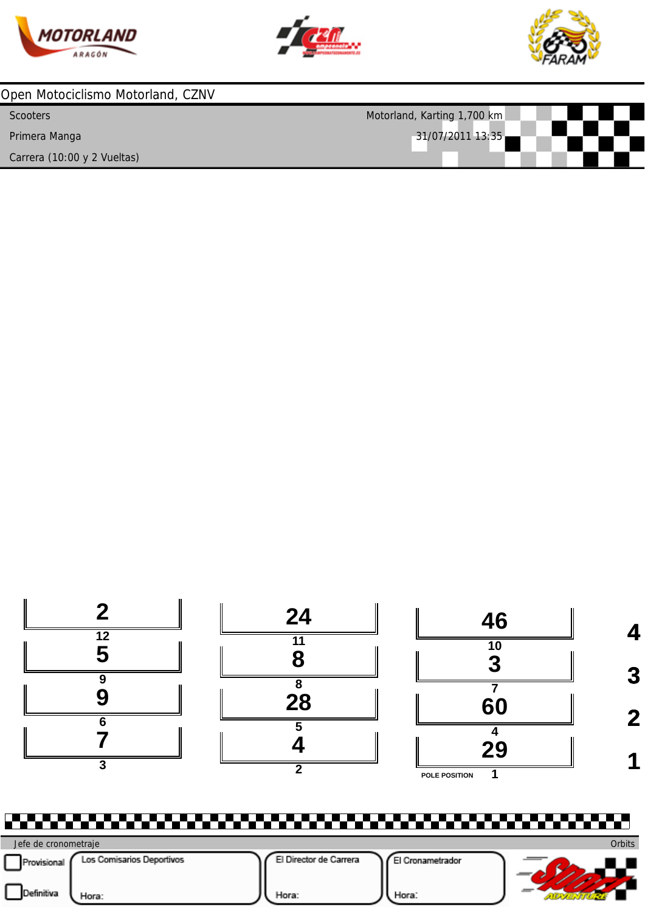Open Motociclismo Motorland, CZNV

Scooters — Motorland, Karting 1,700 km

Primera Manga — 31/07/2011 13:35

Carrera (10:00 y 2 Vueltas)

| | | | |
|---|---|---|---|
| 2 | 24 | 46 | 4 |
| 12 | 11 | 10 | |
| 5 | 8 | 3 | 3 |
| 9 | 8 | 7 | |
| 9 | 28 | 60 | 2 |
| 6 | 5 | 4 | |
| 7 | 4 | 29 | 1 |
| 3 | 2 | POLE POSITION 1 | |

Jefe de cronometraje — Orbits

Provisional

Definitiva

Los Comisarios Deportivos — Hora:

El Director de Carrera — Hora:

El Cronametrador — Hora: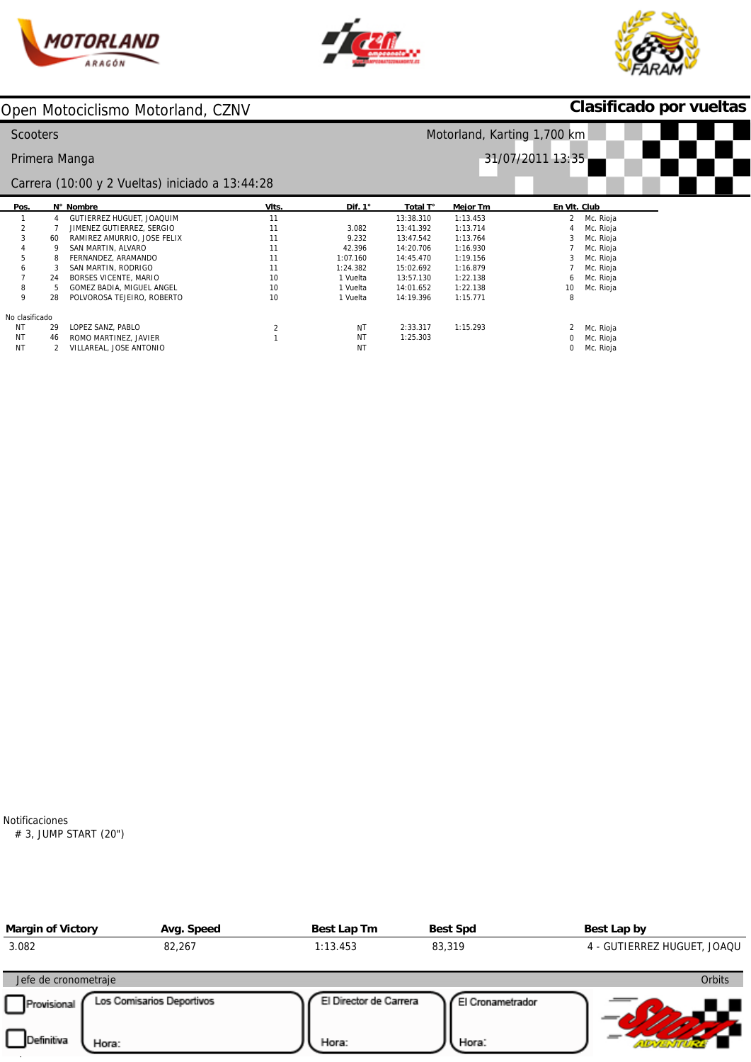# Open Motociclismo Motorland, CZNV

**Clasificado por vueltas**

Scooters

Motorland, Karting 1,700 km

Primera Manga

31/07/2011 13:35

Carrera (10:00 y 2 Vueltas) iniciado a 13:44:28

| Pos. | N° | Nombre | Vlts. | Dif. 1° | Total T° | Mejor Tm | En Vlt. | Club |
|---|---|---|---|---|---|---|---|---|
| 1 | 4 | GUTIERREZ HUGUET, JOAQUIM | 11 | | 13:38.310 | 1:13.453 | 2 | Mc. Rioja |
| 2 | 7 | JIMENEZ GUTIERREZ, SERGIO | 11 | 3.082 | 13:41.392 | 1:13.714 | 4 | Mc. Rioja |
| 3 | 60 | RAMIREZ AMURRIO, JOSE FELIX | 11 | 9.232 | 13:47.542 | 1:13.764 | 3 | Mc. Rioja |
| 4 | 9 | SAN MARTIN, ALVARO | 11 | 42.396 | 14:20.706 | 1:16.930 | 7 | Mc. Rioja |
| 5 | 8 | FERNANDEZ, ARAMANDO | 11 | 1:07.160 | 14:45.470 | 1:19.156 | 3 | Mc. Rioja |
| 6 | 3 | SAN MARTIN, RODRIGO | 11 | 1:24.382 | 15:02.692 | 1:16.879 | 7 | Mc. Rioja |
| 7 | 24 | BORSES VICENTE, MARIO | 10 | 1 Vuelta | 13:57.130 | 1:22.138 | 6 | Mc. Rioja |
| 8 | 5 | GOMEZ BADIA, MIGUEL ANGEL | 10 | 1 Vuelta | 14:01.652 | 1:22.138 | 10 | Mc. Rioja |
| 9 | 28 | POLVOROSA TEJEIRO, ROBERTO | 10 | 1 Vuelta | 14:19.396 | 1:15.771 | 8 | |
| No clasificado | | | | | | | | |
| NT | 29 | LOPEZ SANZ, PABLO | 2 | NT | 2:33.317 | 1:15.293 | 2 | Mc. Rioja |
| NT | 46 | ROMO MARTINEZ, JAVIER | 1 | NT | 1:25.303 | | 0 | Mc. Rioja |
| NT | 2 | VILLAREAL, JOSE ANTONIO | | NT | | | 0 | Mc. Rioja |

Notificaciones

# 3, JUMP START (20")

| Margin of Victory | Avg. Speed | Best Lap Tm | Best Spd | Best Lap by |
|---|---|---|---|---|
| 3.082 | 82,267 | 1:13.453 | 83,319 | 4 - GUTIERREZ HUGUET, JOAQU |

Jefe de cronometraje — Orbits

Provisional

Definitiva

Los Comisarios Deportivos — Hora:

El Director de Carrera — Hora:

El Cronometrador — Hora: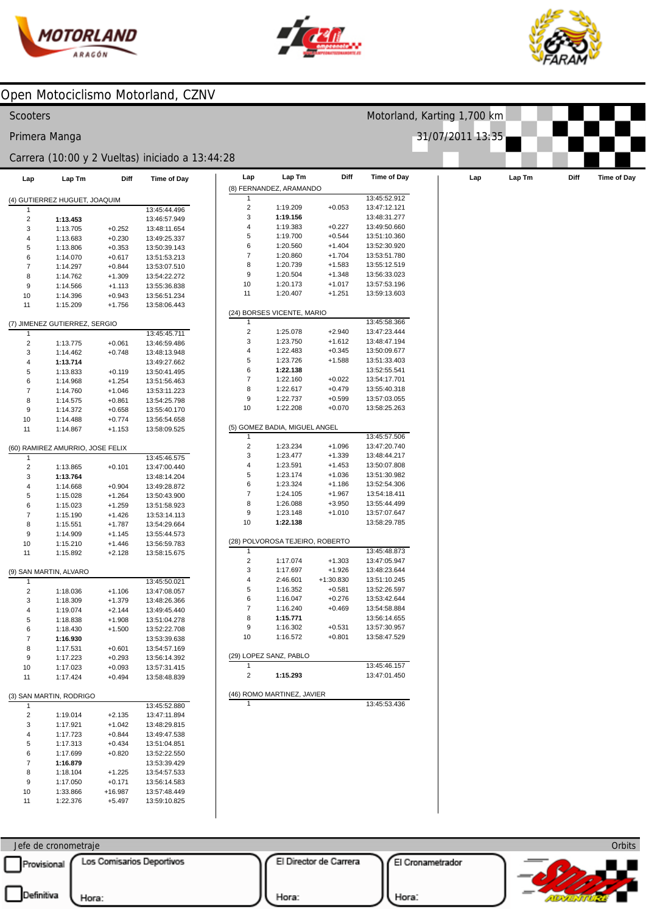# Open Motociclismo Motorland, CZNV

Scooters — Motorland, Karting 1,700 km

Primera Manga — 31/07/2011 13:35

Carrera (10:00 y 2 Vueltas) iniciado a 13:44:28

### (4) GUTIERREZ HUGUET, JOAQUIM

| Lap | Lap Tm | Diff | Time of Day |
|---|---|---|---|
| 1 | | | 13:45:44.496 |
| 2 | **1:13.453** | | 13:46:57.949 |
| 3 | 1:13.705 | +0.252 | 13:48:11.654 |
| 4 | 1:13.683 | +0.230 | 13:49:25.337 |
| 5 | 1:13.806 | +0.353 | 13:50:39.143 |
| 6 | 1:14.070 | +0.617 | 13:51:53.213 |
| 7 | 1:14.297 | +0.844 | 13:53:07.510 |
| 8 | 1:14.762 | +1.309 | 13:54:22.272 |
| 9 | 1:14.566 | +1.113 | 13:55:36.838 |
| 10 | 1:14.396 | +0.943 | 13:56:51.234 |
| 11 | 1:15.209 | +1.756 | 13:58:06.443 |

### (7) JIMENEZ GUTIERREZ, SERGIO

| Lap | Lap Tm | Diff | Time of Day |
|---|---|---|---|
| 1 | | | 13:45:45.711 |
| 2 | 1:13.775 | +0.061 | 13:46:59.486 |
| 3 | 1:14.462 | +0.748 | 13:48:13.948 |
| 4 | **1:13.714** | | 13:49:27.662 |
| 5 | 1:13.833 | +0.119 | 13:50:41.495 |
| 6 | 1:14.968 | +1.254 | 13:51:56.463 |
| 7 | 1:14.760 | +1.046 | 13:53:11.223 |
| 8 | 1:14.575 | +0.861 | 13:54:25.798 |
| 9 | 1:14.372 | +0.658 | 13:55:40.170 |
| 10 | 1:14.488 | +0.774 | 13:56:54.658 |
| 11 | 1:14.867 | +1.153 | 13:58:09.525 |

### (60) RAMIREZ AMURRIO, JOSE FELIX

| Lap | Lap Tm | Diff | Time of Day |
|---|---|---|---|
| 1 | | | 13:45:46.575 |
| 2 | 1:13.865 | +0.101 | 13:47:00.440 |
| 3 | **1:13.764** | | 13:48:14.204 |
| 4 | 1:14.668 | +0.904 | 13:49:28.872 |
| 5 | 1:15.028 | +1.264 | 13:50:43.900 |
| 6 | 1:15.023 | +1.259 | 13:51:58.923 |
| 7 | 1:15.190 | +1.426 | 13:53:14.113 |
| 8 | 1:15.551 | +1.787 | 13:54:29.664 |
| 9 | 1:14.909 | +1.145 | 13:55:44.573 |
| 10 | 1:15.210 | +1.446 | 13:56:59.783 |
| 11 | 1:15.892 | +2.128 | 13:58:15.675 |

### (9) SAN MARTIN, ALVARO

| Lap | Lap Tm | Diff | Time of Day |
|---|---|---|---|
| 1 | | | 13:45:50.021 |
| 2 | 1:18.036 | +1.106 | 13:47:08.057 |
| 3 | 1:18.309 | +1.379 | 13:48:26.366 |
| 4 | 1:19.074 | +2.144 | 13:49:45.440 |
| 5 | 1:18.838 | +1.908 | 13:51:04.278 |
| 6 | 1:18.430 | +1.500 | 13:52:22.708 |
| 7 | **1:16.930** | | 13:53:39.638 |
| 8 | 1:17.531 | +0.601 | 13:54:57.169 |
| 9 | 1:17.223 | +0.293 | 13:56:14.392 |
| 10 | 1:17.023 | +0.093 | 13:57:31.415 |
| 11 | 1:17.424 | +0.494 | 13:58:48.839 |

### (3) SAN MARTIN, RODRIGO

| Lap | Lap Tm | Diff | Time of Day |
|---|---|---|---|
| 1 | | | 13:45:52.880 |
| 2 | 1:19.014 | +2.135 | 13:47:11.894 |
| 3 | 1:17.921 | +1.042 | 13:48:29.815 |
| 4 | 1:17.723 | +0.844 | 13:49:47.538 |
| 5 | 1:17.313 | +0.434 | 13:51:04.851 |
| 6 | 1:17.699 | +0.820 | 13:52:22.550 |
| 7 | **1:16.879** | | 13:53:39.429 |
| 8 | 1:18.104 | +1.225 | 13:54:57.533 |
| 9 | 1:17.050 | +0.171 | 13:56:14.583 |
| 10 | 1:33.866 | +16.987 | 13:57:48.449 |
| 11 | 1:22.376 | +5.497 | 13:59:10.825 |

### (8) FERNANDEZ, ARAMANDO

| Lap | Lap Tm | Diff | Time of Day |
|---|---|---|---|
| 1 | | | 13:45:52.912 |
| 2 | 1:19.209 | +0.053 | 13:47:12.121 |
| 3 | **1:19.156** | | 13:48:31.277 |
| 4 | 1:19.383 | +0.227 | 13:49:50.660 |
| 5 | 1:19.700 | +0.544 | 13:51:10.360 |
| 6 | 1:20.560 | +1.404 | 13:52:30.920 |
| 7 | 1:20.860 | +1.704 | 13:53:51.780 |
| 8 | 1:20.739 | +1.583 | 13:55:12.519 |
| 9 | 1:20.504 | +1.348 | 13:56:33.023 |
| 10 | 1:20.173 | +1.017 | 13:57:53.196 |
| 11 | 1:20.407 | +1.251 | 13:59:13.603 |

### (24) BORSES VICENTE, MARIO

| Lap | Lap Tm | Diff | Time of Day |
|---|---|---|---|
| 1 | | | 13:45:58.366 |
| 2 | 1:25.078 | +2.940 | 13:47:23.444 |
| 3 | 1:23.750 | +1.612 | 13:48:47.194 |
| 4 | 1:22.483 | +0.345 | 13:50:09.677 |
| 5 | 1:23.726 | +1.588 | 13:51:33.403 |
| 6 | **1:22.138** | | 13:52:55.541 |
| 7 | 1:22.160 | +0.022 | 13:54:17.701 |
| 8 | 1:22.617 | +0.479 | 13:55:40.318 |
| 9 | 1:22.737 | +0.599 | 13:57:03.055 |
| 10 | 1:22.208 | +0.070 | 13:58:25.263 |

### (5) GOMEZ BADIA, MIGUEL ANGEL

| Lap | Lap Tm | Diff | Time of Day |
|---|---|---|---|
| 1 | | | 13:45:57.506 |
| 2 | 1:23.234 | +1.096 | 13:47:20.740 |
| 3 | 1:23.477 | +1.339 | 13:48:44.217 |
| 4 | 1:23.591 | +1.453 | 13:50:07.808 |
| 5 | 1:23.174 | +1.036 | 13:51:30.982 |
| 6 | 1:23.324 | +1.186 | 13:52:54.306 |
| 7 | 1:24.105 | +1.967 | 13:54:18.411 |
| 8 | 1:26.088 | +3.950 | 13:55:44.499 |
| 9 | 1:23.148 | +1.010 | 13:57:07.647 |
| 10 | **1:22.138** | | 13:58:29.785 |

### (28) POLVOROSA TEJEIRO, ROBERTO

| Lap | Lap Tm | Diff | Time of Day |
|---|---|---|---|
| 1 | | | 13:45:48.873 |
| 2 | 1:17.074 | +1.303 | 13:47:05.947 |
| 3 | 1:17.697 | +1.926 | 13:48:23.644 |
| 4 | 2:46.601 | +1:30.830 | 13:51:10.245 |
| 5 | 1:16.352 | +0.581 | 13:52:26.597 |
| 6 | 1:16.047 | +0.276 | 13:53:42.644 |
| 7 | 1:16.240 | +0.469 | 13:54:58.884 |
| 8 | **1:15.771** | | 13:56:14.655 |
| 9 | 1:16.302 | +0.531 | 13:57:30.957 |
| 10 | 1:16.572 | +0.801 | 13:58:47.529 |

### (29) LOPEZ SANZ, PABLO

| Lap | Lap Tm | Diff | Time of Day |
|---|---|---|---|
| 1 | | | 13:45:46.157 |
| 2 | **1:15.293** | | 13:47:01.450 |

### (46) ROMO MARTINEZ, JAVIER

| Lap | Lap Tm | Diff | Time of Day |
|---|---|---|---|
| 1 | | | 13:45:53.436 |

Jefe de cronometraje — Orbits

Provisional / Definitiva

Los Comisarios Deportivos — Hora:

El Director de Carrera — Hora:

El Cronometrador — Hora: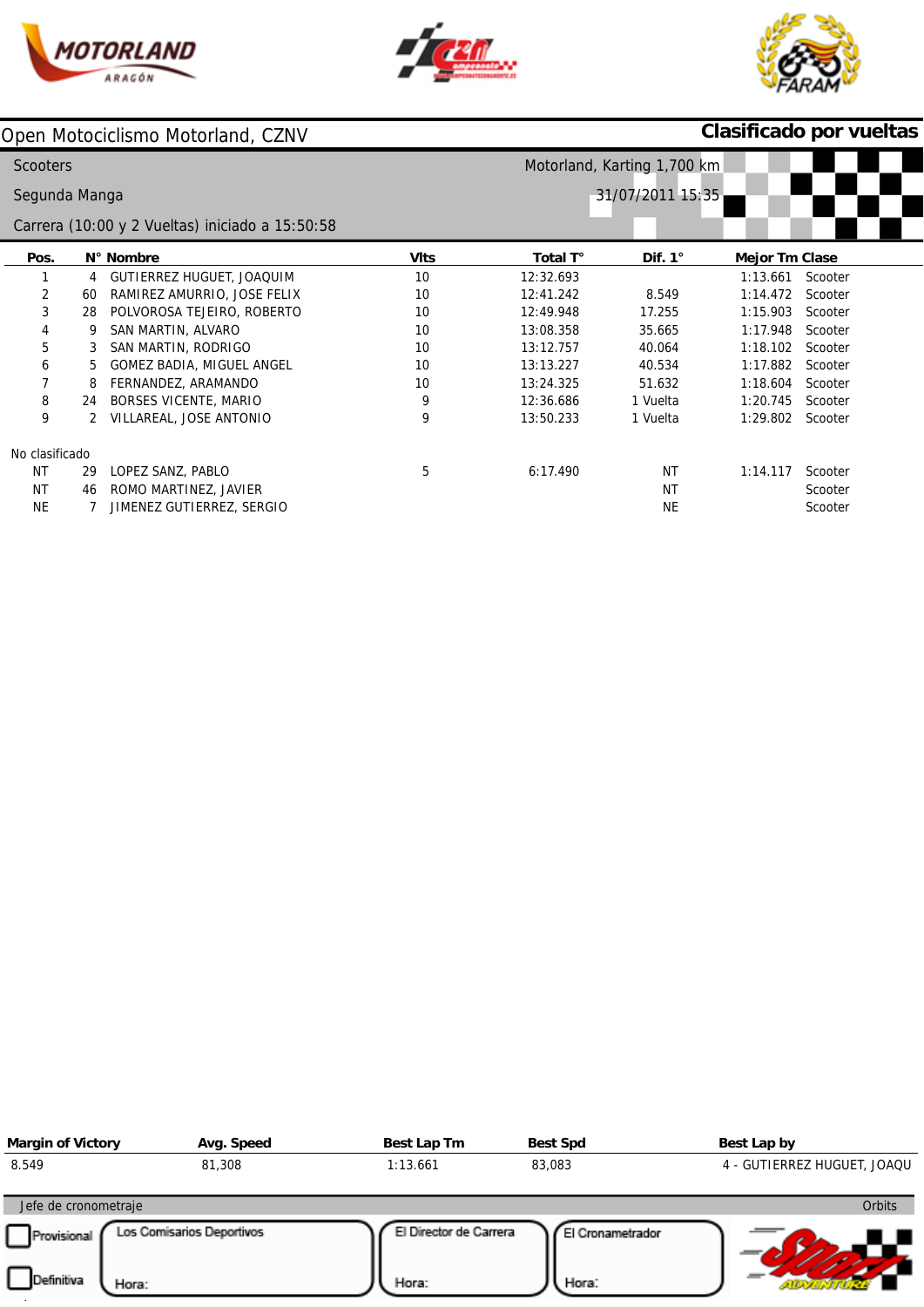Open Motociclismo Motorland, CZNV

**Clasificado por vueltas**

Scooters

Segunda Manga

Carrera (10:00 y 2 Vueltas) iniciado a 15:50:58

Motorland, Karting 1,700 km

31/07/2011 15:35

| Pos. | N° | Nombre | Vlts | Total T° | Dif. 1° | Mejor Tm | Clase |
|---|---|---|---|---|---|---|---|
| 1 | 4 | GUTIERREZ HUGUET, JOAQUIM | 10 | 12:32.693 | | 1:13.661 | Scooter |
| 2 | 60 | RAMIREZ AMURRIO, JOSE FELIX | 10 | 12:41.242 | 8.549 | 1:14.472 | Scooter |
| 3 | 28 | POLVOROSA TEJEIRO, ROBERTO | 10 | 12:49.948 | 17.255 | 1:15.903 | Scooter |
| 4 | 9 | SAN MARTIN, ALVARO | 10 | 13:08.358 | 35.665 | 1:17.948 | Scooter |
| 5 | 3 | SAN MARTIN, RODRIGO | 10 | 13:12.757 | 40.064 | 1:18.102 | Scooter |
| 6 | 5 | GOMEZ BADIA, MIGUEL ANGEL | 10 | 13:13.227 | 40.534 | 1:17.882 | Scooter |
| 7 | 8 | FERNANDEZ, ARAMANDO | 10 | 13:24.325 | 51.632 | 1:18.604 | Scooter |
| 8 | 24 | BORSES VICENTE, MARIO | 9 | 12:36.686 | 1 Vuelta | 1:20.745 | Scooter |
| 9 | 2 | VILLAREAL, JOSE ANTONIO | 9 | 13:50.233 | 1 Vuelta | 1:29.802 | Scooter |
| No clasificado | | | | | | | |
| NT | 29 | LOPEZ SANZ, PABLO | 5 | 6:17.490 | NT | 1:14.117 | Scooter |
| NT | 46 | ROMO MARTINEZ, JAVIER | | | NT | | Scooter |
| NE | 7 | JIMENEZ GUTIERREZ, SERGIO | | | NE | | Scooter |

| Margin of Victory | Avg. Speed | Best Lap Tm | Best Spd | Best Lap by |
|---|---|---|---|---|
| 8.549 | 81,308 | 1:13.661 | 83,083 | 4 - GUTIERREZ HUGUET, JOAQU |

Jefe de cronometraje — Orbits

Provisional | Definitiva

Los Comisarios Deportivos — Hora:

El Director de Carrera — Hora:

El Cronometrador — Hora: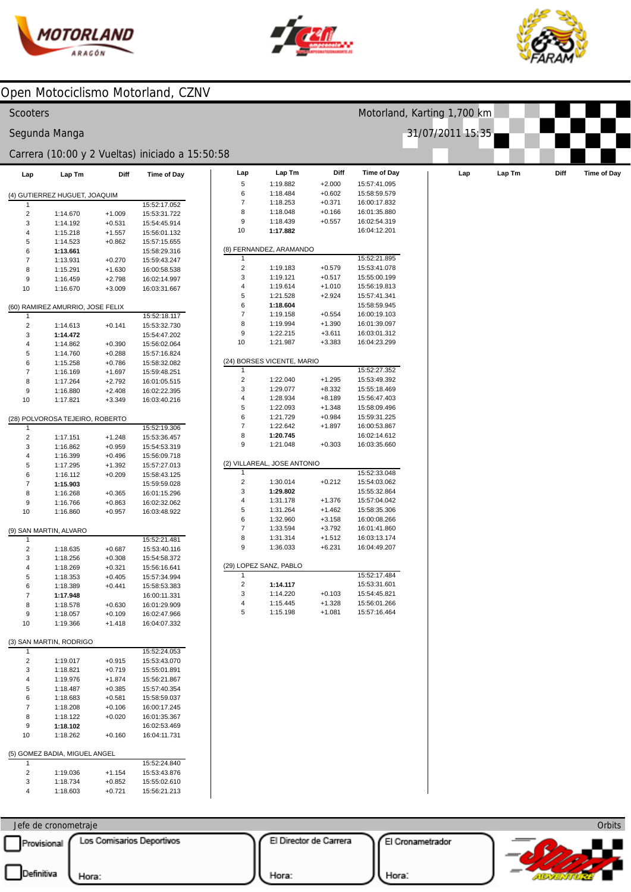# Open Motociclismo Motorland, CZNV

Scooters — Motorland, Karting 1,700 km

Segunda Manga — 31/07/2011 15:35

Carrera (10:00 y 2 Vueltas) iniciado a 15:50:58

**(4) GUTIERREZ HUGUET, JOAQUIM**

| Lap | Lap Tm | Diff | Time of Day |
|---|---|---|---|
| 1 | | | 15:52:17.052 |
| 2 | 1:14.670 | +1.009 | 15:53:31.722 |
| 3 | 1:14.192 | +0.531 | 15:54:45.914 |
| 4 | 1:15.218 | +1.557 | 15:56:01.132 |
| 5 | 1:14.523 | +0.862 | 15:57:15.655 |
| 6 | **1:13.661** | | 15:58:29.316 |
| 7 | 1:13.931 | +0.270 | 15:59:43.247 |
| 8 | 1:15.291 | +1.630 | 16:00:58.538 |
| 9 | 1:16.459 | +2.798 | 16:02:14.997 |
| 10 | 1:16.670 | +3.009 | 16:03:31.667 |

**(60) RAMIREZ AMURRIO, JOSE FELIX**

| Lap | Lap Tm | Diff | Time of Day |
|---|---|---|---|
| 1 | | | 15:52:18.117 |
| 2 | 1:14.613 | +0.141 | 15:53:32.730 |
| 3 | **1:14.472** | | 15:54:47.202 |
| 4 | 1:14.862 | +0.390 | 15:56:02.064 |
| 5 | 1:14.760 | +0.288 | 15:57:16.824 |
| 6 | 1:15.258 | +0.786 | 15:58:32.082 |
| 7 | 1:16.169 | +1.697 | 15:59:48.251 |
| 8 | 1:17.264 | +2.792 | 16:01:05.515 |
| 9 | 1:16.880 | +2.408 | 16:02:22.395 |
| 10 | 1:17.821 | +3.349 | 16:03:40.216 |

**(28) POLVOROSA TEJEIRO, ROBERTO**

| Lap | Lap Tm | Diff | Time of Day |
|---|---|---|---|
| 1 | | | 15:52:19.306 |
| 2 | 1:17.151 | +1.248 | 15:53:36.457 |
| 3 | 1:16.862 | +0.959 | 15:54:53.319 |
| 4 | 1:16.399 | +0.496 | 15:56:09.718 |
| 5 | 1:17.295 | +1.392 | 15:57:27.013 |
| 6 | 1:16.112 | +0.209 | 15:58:43.125 |
| 7 | **1:15.903** | | 15:59:59.028 |
| 8 | 1:16.268 | +0.365 | 16:01:15.296 |
| 9 | 1:16.766 | +0.863 | 16:02:32.062 |
| 10 | 1:16.860 | +0.957 | 16:03:48.922 |

**(9) SAN MARTIN, ALVARO**

| Lap | Lap Tm | Diff | Time of Day |
|---|---|---|---|
| 1 | | | 15:52:21.481 |
| 2 | 1:18.635 | +0.687 | 15:53:40.116 |
| 3 | 1:18.256 | +0.308 | 15:54:58.372 |
| 4 | 1:18.269 | +0.321 | 15:56:16.641 |
| 5 | 1:18.353 | +0.405 | 15:57:34.994 |
| 6 | 1:18.389 | +0.441 | 15:58:53.383 |
| 7 | **1:17.948** | | 16:00:11.331 |
| 8 | 1:18.578 | +0.630 | 16:01:29.909 |
| 9 | 1:18.057 | +0.109 | 16:02:47.966 |
| 10 | 1:19.366 | +1.418 | 16:04:07.332 |

**(3) SAN MARTIN, RODRIGO**

| Lap | Lap Tm | Diff | Time of Day |
|---|---|---|---|
| 1 | | | 15:52:24.053 |
| 2 | 1:19.017 | +0.915 | 15:53:43.070 |
| 3 | 1:18.821 | +0.719 | 15:55:01.891 |
| 4 | 1:19.976 | +1.874 | 15:56:21.867 |
| 5 | 1:18.487 | +0.385 | 15:57:40.354 |
| 6 | 1:18.683 | +0.581 | 15:58:59.037 |
| 7 | 1:18.208 | +0.106 | 16:00:17.245 |
| 8 | 1:18.122 | +0.020 | 16:01:35.367 |
| 9 | **1:18.102** | | 16:02:53.469 |
| 10 | 1:18.262 | +0.160 | 16:04:11.731 |

**(5) GOMEZ BADIA, MIGUEL ANGEL**

| Lap | Lap Tm | Diff | Time of Day |
|---|---|---|---|
| 1 | | | 15:52:24.840 |
| 2 | 1:19.036 | +1.154 | 15:53:43.876 |
| 3 | 1:18.734 | +0.852 | 15:55:02.610 |
| 4 | 1:18.603 | +0.721 | 15:56:21.213 |
| 5 | 1:19.882 | +2.000 | 15:57:41.095 |
| 6 | 1:18.484 | +0.602 | 15:58:59.579 |
| 7 | 1:18.253 | +0.371 | 16:00:17.832 |
| 8 | 1:18.048 | +0.166 | 16:01:35.880 |
| 9 | 1:18.439 | +0.557 | 16:02:54.319 |
| 10 | **1:17.882** | | 16:04:12.201 |

**(8) FERNANDEZ, ARAMANDO**

| Lap | Lap Tm | Diff | Time of Day |
|---|---|---|---|
| 1 | | | 15:52:21.895 |
| 2 | 1:19.183 | +0.579 | 15:53:41.078 |
| 3 | 1:19.121 | +0.517 | 15:55:00.199 |
| 4 | 1:19.614 | +1.010 | 15:56:19.813 |
| 5 | 1:21.528 | +2.924 | 15:57:41.341 |
| 6 | **1:18.604** | | 15:58:59.945 |
| 7 | 1:19.158 | +0.554 | 16:00:19.103 |
| 8 | 1:19.994 | +1.390 | 16:01:39.097 |
| 9 | 1:22.215 | +3.611 | 16:03:01.312 |
| 10 | 1:21.987 | +3.383 | 16:04:23.299 |

**(24) BORSES VICENTE, MARIO**

| Lap | Lap Tm | Diff | Time of Day |
|---|---|---|---|
| 1 | | | 15:52:27.352 |
| 2 | 1:22.040 | +1.295 | 15:53:49.392 |
| 3 | 1:29.077 | +8.332 | 15:55:18.469 |
| 4 | 1:28.934 | +8.189 | 15:56:47.403 |
| 5 | 1:22.093 | +1.348 | 15:58:09.496 |
| 6 | 1:21.729 | +0.984 | 15:59:31.225 |
| 7 | 1:22.642 | +1.897 | 16:00:53.867 |
| 8 | **1:20.745** | | 16:02:14.612 |
| 9 | 1:21.048 | +0.303 | 16:03:35.660 |

**(2) VILLAREAL, JOSE ANTONIO**

| Lap | Lap Tm | Diff | Time of Day |
|---|---|---|---|
| 1 | | | 15:52:33.048 |
| 2 | 1:30.014 | +0.212 | 15:54:03.062 |
| 3 | **1:29.802** | | 15:55:32.864 |
| 4 | 1:31.178 | +1.376 | 15:57:04.042 |
| 5 | 1:31.264 | +1.462 | 15:58:35.306 |
| 6 | 1:32.960 | +3.158 | 16:00:08.266 |
| 7 | 1:33.594 | +3.792 | 16:01:41.860 |
| 8 | 1:31.314 | +1.512 | 16:03:13.174 |
| 9 | 1:36.033 | +6.231 | 16:04:49.207 |

**(29) LOPEZ SANZ, PABLO**

| Lap | Lap Tm | Diff | Time of Day |
|---|---|---|---|
| 1 | | | 15:52:17.484 |
| 2 | **1:14.117** | | 15:53:31.601 |
| 3 | 1:14.220 | +0.103 | 15:54:45.821 |
| 4 | 1:15.445 | +1.328 | 15:56:01.266 |
| 5 | 1:15.198 | +1.081 | 15:57:16.464 |

Jefe de cronometraje — Orbits

Provisional | Definitiva | Los Comisarios Deportivos — Hora: | El Director de Carrera — Hora: | El Cronometrador — Hora: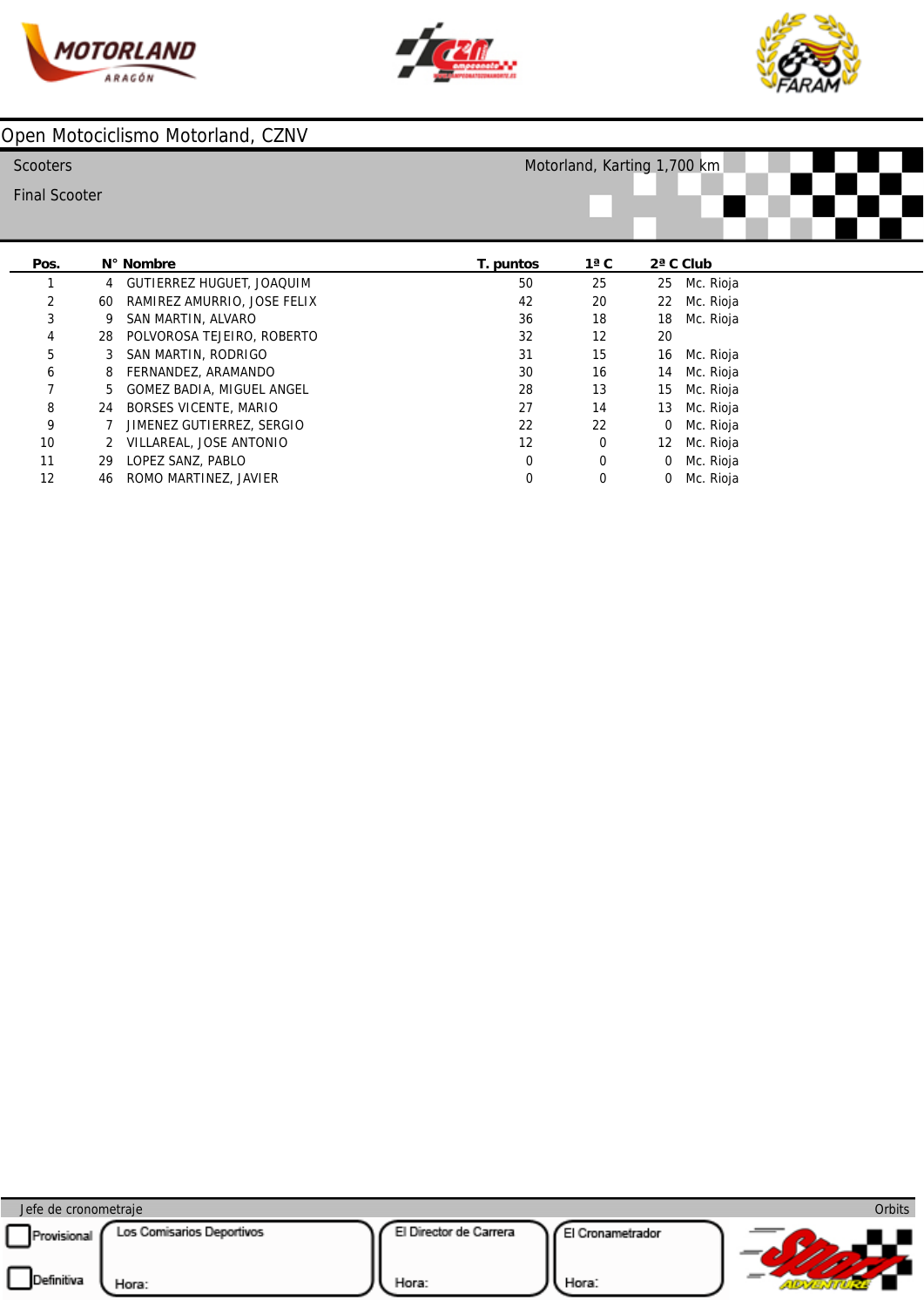# Open Motociclismo Motorland, CZNV

Scooters — Motorland, Karting 1,700 km

Final Scooter

| Pos. | N° | Nombre | T. puntos | 1ª C | 2ª C | Club |
|---|---|---|---|---|---|---|
| 1 | 4 | GUTIERREZ HUGUET, JOAQUIM | 50 | 25 | 25 | Mc. Rioja |
| 2 | 60 | RAMIREZ AMURRIO, JOSE FELIX | 42 | 20 | 22 | Mc. Rioja |
| 3 | 9 | SAN MARTIN, ALVARO | 36 | 18 | 18 | Mc. Rioja |
| 4 | 28 | POLVOROSA TEJEIRO, ROBERTO | 32 | 12 | 20 | |
| 5 | 3 | SAN MARTIN, RODRIGO | 31 | 15 | 16 | Mc. Rioja |
| 6 | 8 | FERNANDEZ, ARAMANDO | 30 | 16 | 14 | Mc. Rioja |
| 7 | 5 | GOMEZ BADIA, MIGUEL ANGEL | 28 | 13 | 15 | Mc. Rioja |
| 8 | 24 | BORSES VICENTE, MARIO | 27 | 14 | 13 | Mc. Rioja |
| 9 | 7 | JIMENEZ GUTIERREZ, SERGIO | 22 | 22 | 0 | Mc. Rioja |
| 10 | 2 | VILLAREAL, JOSE ANTONIO | 12 | 0 | 12 | Mc. Rioja |
| 11 | 29 | LOPEZ SANZ, PABLO | 0 | 0 | 0 | Mc. Rioja |
| 12 | 46 | ROMO MARTINEZ, JAVIER | 0 | 0 | 0 | Mc. Rioja |

Jefe de cronometraje — Orbits

Provisional
Definitiva

Los Comisarios Deportivos
Hora:

El Director de Carrera
Hora:

El Cronametrador
Hora: